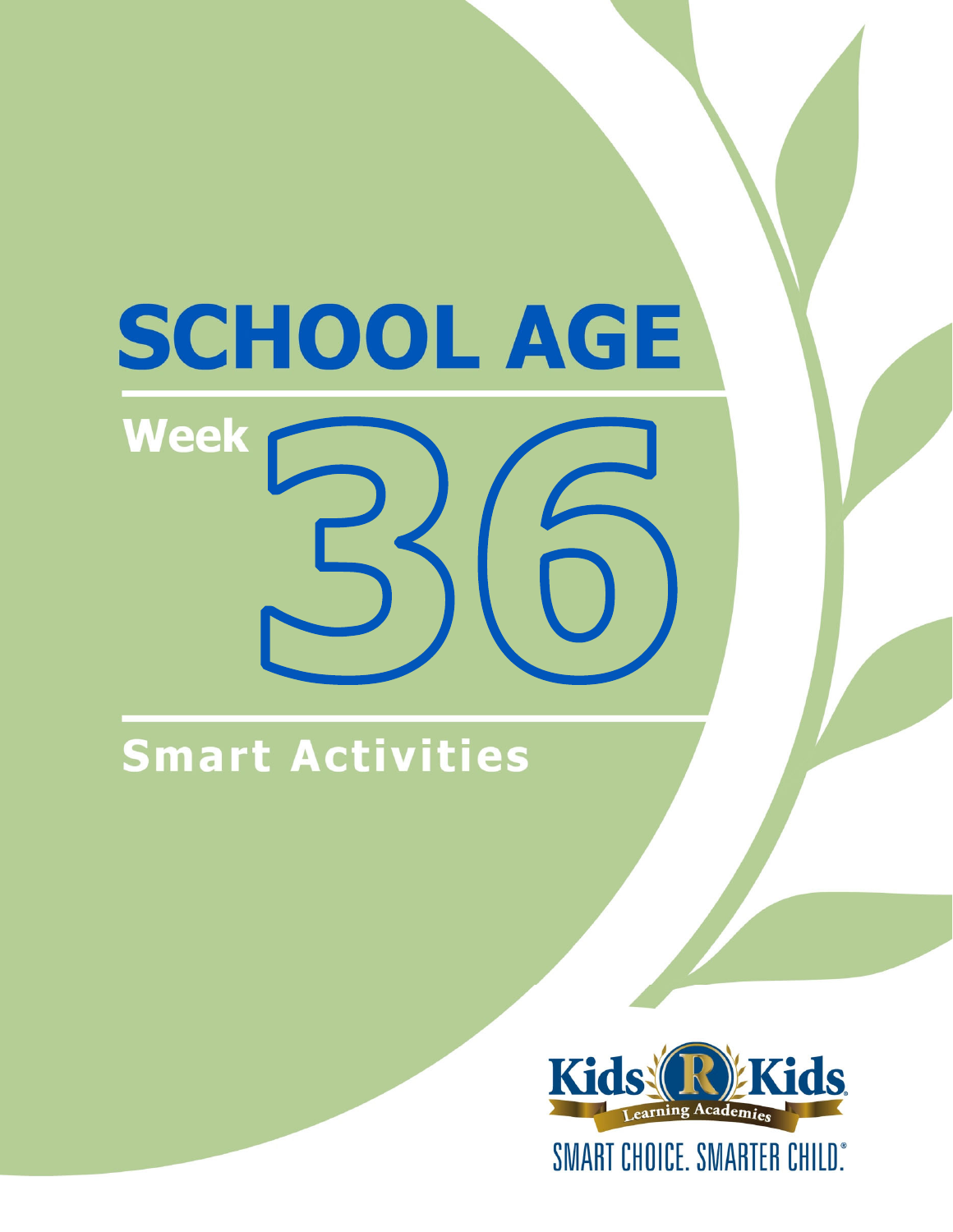# SCHOOL AGE

## Week 36

## Smart Activities

Kids 'R' Kids Learning Academies

SMART CHOICE. SMARTER CHILD.®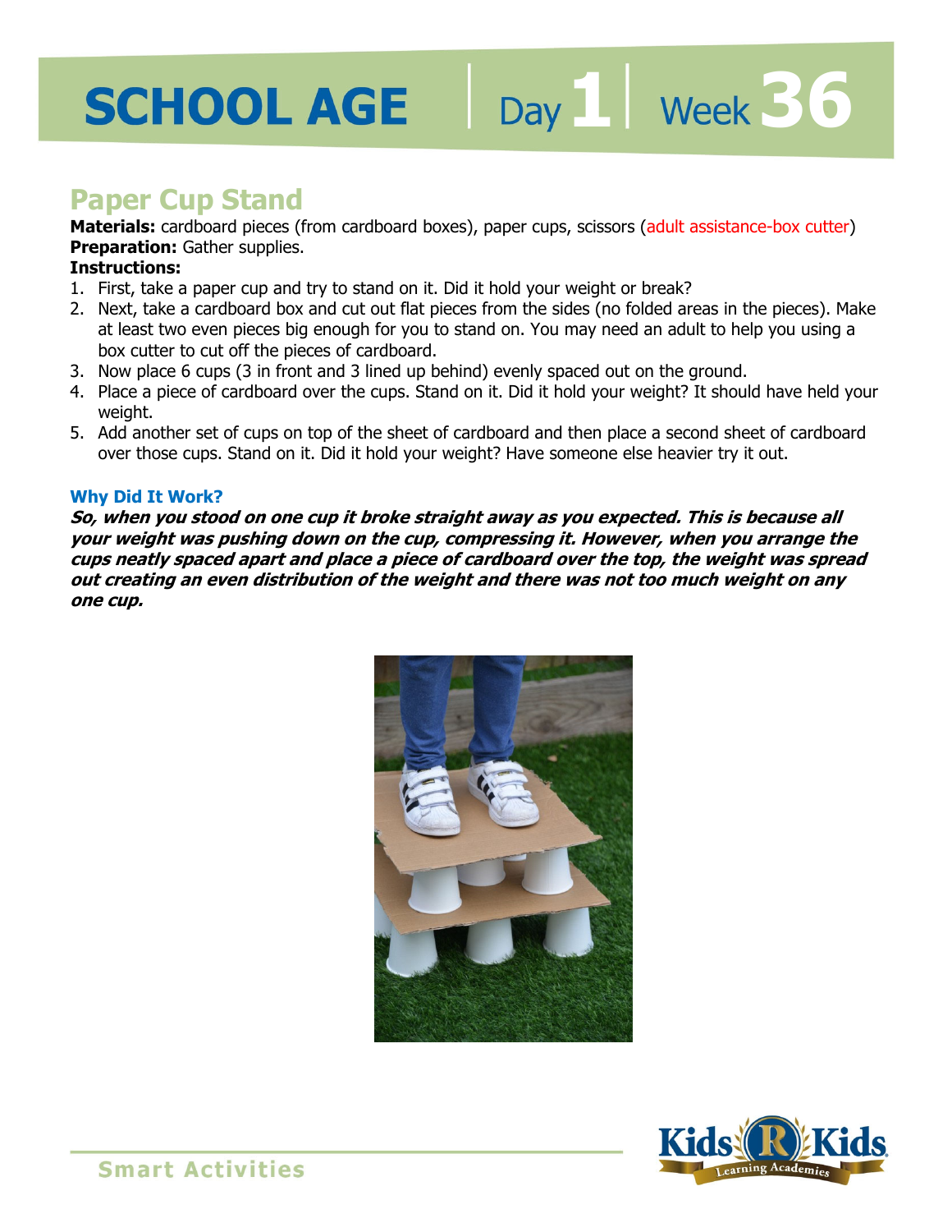# SCHOOL AGE | Day 1 | Week 36

## Paper Cup Stand

**Materials:** cardboard pieces (from cardboard boxes), paper cups, scissors (adult assistance-box cutter)
**Preparation:** Gather supplies.
**Instructions:**

1. First, take a paper cup and try to stand on it. Did it hold your weight or break?
2. Next, take a cardboard box and cut out flat pieces from the sides (no folded areas in the pieces). Make at least two even pieces big enough for you to stand on. You may need an adult to help you using a box cutter to cut off the pieces of cardboard.
3. Now place 6 cups (3 in front and 3 lined up behind) evenly spaced out on the ground.
4. Place a piece of cardboard over the cups. Stand on it. Did it hold your weight? It should have held your weight.
5. Add another set of cups on top of the sheet of cardboard and then place a second sheet of cardboard over those cups. Stand on it. Did it hold your weight? Have someone else heavier try it out.

### Why Did It Work?

***So, when you stood on one cup it broke straight away as you expected. This is because all your weight was pushing down on the cup, compressing it. However, when you arrange the cups neatly spaced apart and place a piece of cardboard over the top, the weight was spread out creating an even distribution of the weight and there was not too much weight on any one cup.***

Smart Activities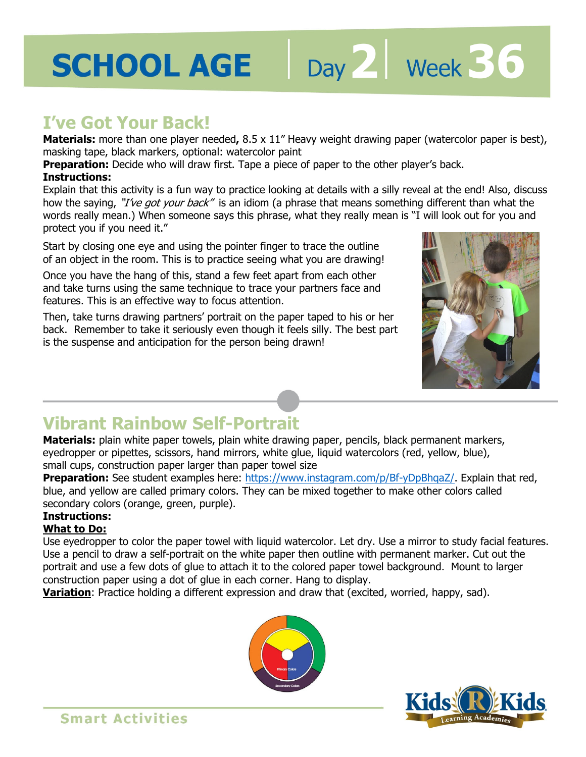# SCHOOL AGE | Day 2 | Week 36

## I've Got Your Back!

**Materials:** more than one player needed**,** 8.5 x 11" Heavy weight drawing paper (watercolor paper is best), masking tape, black markers, optional: watercolor paint

**Preparation:** Decide who will draw first. Tape a piece of paper to the other player's back.

**Instructions:**

Explain that this activity is a fun way to practice looking at details with a silly reveal at the end! Also, discuss how the saying, *"I've got your back"* is an idiom (a phrase that means something different than what the words really mean.) When someone says this phrase, what they really mean is "I will look out for you and protect you if you need it."

Start by closing one eye and using the pointer finger to trace the outline of an object in the room. This is to practice seeing what you are drawing!

Once you have the hang of this, stand a few feet apart from each other and take turns using the same technique to trace your partners face and features. This is an effective way to focus attention.

Then, take turns drawing partners' portrait on the paper taped to his or her back. Remember to take it seriously even though it feels silly. The best part is the suspense and anticipation for the person being drawn!

## Vibrant Rainbow Self-Portrait

**Materials:** plain white paper towels, plain white drawing paper, pencils, black permanent markers, eyedropper or pipettes, scissors, hand mirrors, white glue, liquid watercolors (red, yellow, blue), small cups, construction paper larger than paper towel size

**Preparation:** See student examples here: https://www.instagram.com/p/Bf-yDpBhqaZ/. Explain that red, blue, and yellow are called primary colors. They can be mixed together to make other colors called secondary colors (orange, green, purple).

**Instructions:**

**What to Do:**

Use eyedropper to color the paper towel with liquid watercolor. Let dry. Use a mirror to study facial features. Use a pencil to draw a self-portrait on the white paper then outline with permanent marker. Cut out the portrait and use a few dots of glue to attach it to the colored paper towel background. Mount to larger construction paper using a dot of glue in each corner. Hang to display.

**Variation**: Practice holding a different expression and draw that (excited, worried, happy, sad).

Smart Activities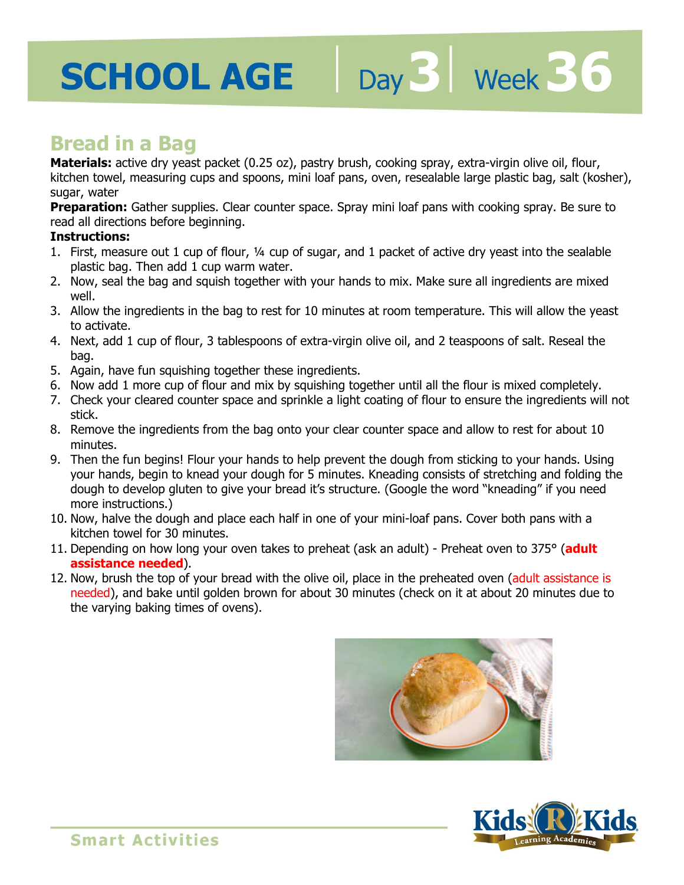# SCHOOL AGE | Day 3 | Week 36

## Bread in a Bag

**Materials:** active dry yeast packet (0.25 oz), pastry brush, cooking spray, extra-virgin olive oil, flour, kitchen towel, measuring cups and spoons, mini loaf pans, oven, resealable large plastic bag, salt (kosher), sugar, water

**Preparation:** Gather supplies. Clear counter space. Spray mini loaf pans with cooking spray. Be sure to read all directions before beginning.

**Instructions:**

1. First, measure out 1 cup of flour, ¼ cup of sugar, and 1 packet of active dry yeast into the sealable plastic bag. Then add 1 cup warm water.
2. Now, seal the bag and squish together with your hands to mix. Make sure all ingredients are mixed well.
3. Allow the ingredients in the bag to rest for 10 minutes at room temperature. This will allow the yeast to activate.
4. Next, add 1 cup of flour, 3 tablespoons of extra-virgin olive oil, and 2 teaspoons of salt. Reseal the bag.
5. Again, have fun squishing together these ingredients.
6. Now add 1 more cup of flour and mix by squishing together until all the flour is mixed completely.
7. Check your cleared counter space and sprinkle a light coating of flour to ensure the ingredients will not stick.
8. Remove the ingredients from the bag onto your clear counter space and allow to rest for about 10 minutes.
9. Then the fun begins! Flour your hands to help prevent the dough from sticking to your hands. Using your hands, begin to knead your dough for 5 minutes. Kneading consists of stretching and folding the dough to develop gluten to give your bread it's structure. (Google the word "kneading" if you need more instructions.)
10. Now, halve the dough and place each half in one of your mini-loaf pans. Cover both pans with a kitchen towel for 30 minutes.
11. Depending on how long your oven takes to preheat (ask an adult) - Preheat oven to 375° (**adult assistance needed**).
12. Now, brush the top of your bread with the olive oil, place in the preheated oven (adult assistance is needed), and bake until golden brown for about 30 minutes (check on it at about 20 minutes due to the varying baking times of ovens).

Smart Activities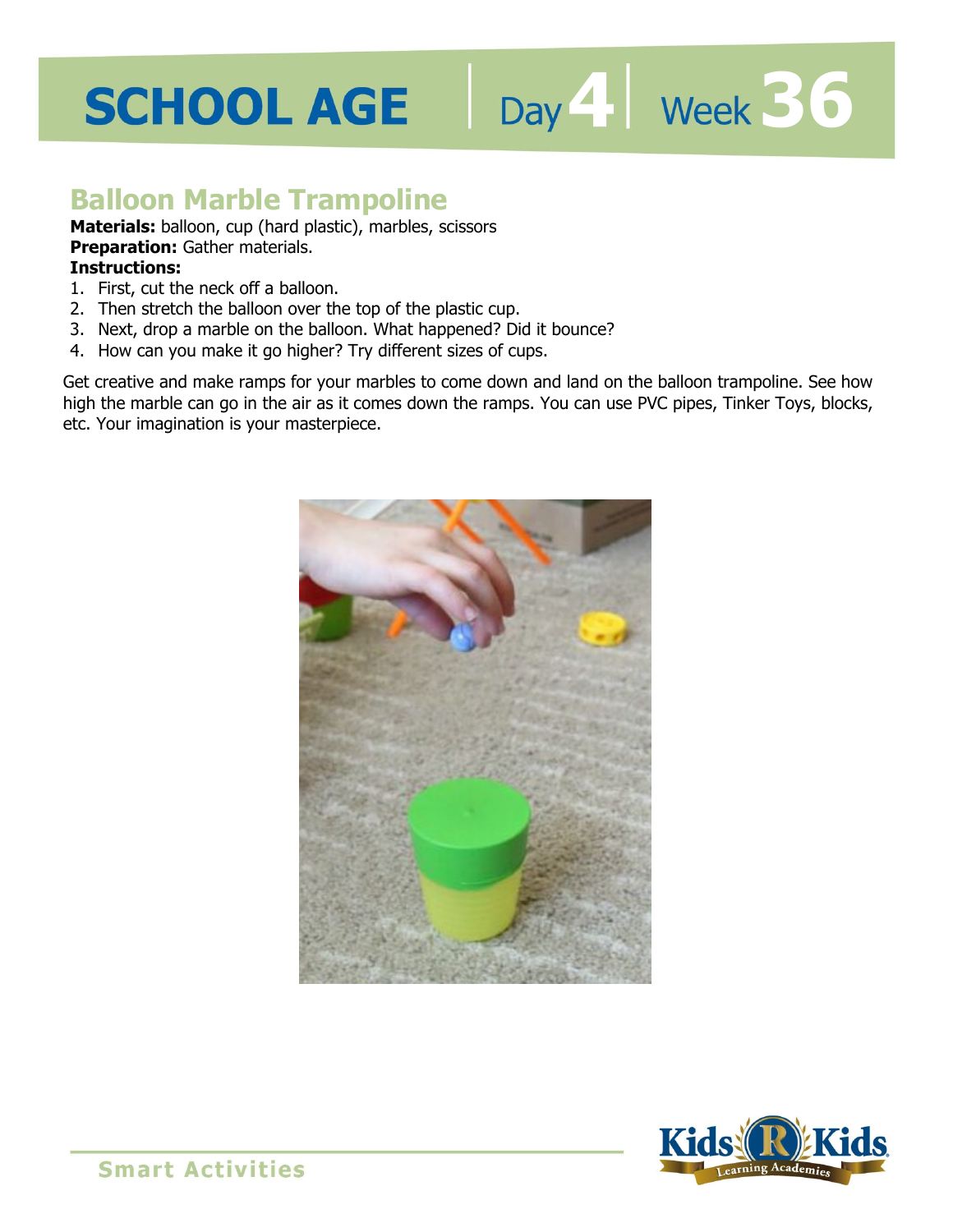# SCHOOL AGE | Day 4 | Week 36

## Balloon Marble Trampoline

**Materials:** balloon, cup (hard plastic), marbles, scissors
**Preparation:** Gather materials.
**Instructions:**

1. First, cut the neck off a balloon.
2. Then stretch the balloon over the top of the plastic cup.
3. Next, drop a marble on the balloon. What happened? Did it bounce?
4. How can you make it go higher? Try different sizes of cups.

Get creative and make ramps for your marbles to come down and land on the balloon trampoline. See how high the marble can go in the air as it comes down the ramps. You can use PVC pipes, Tinker Toys, blocks, etc. Your imagination is your masterpiece.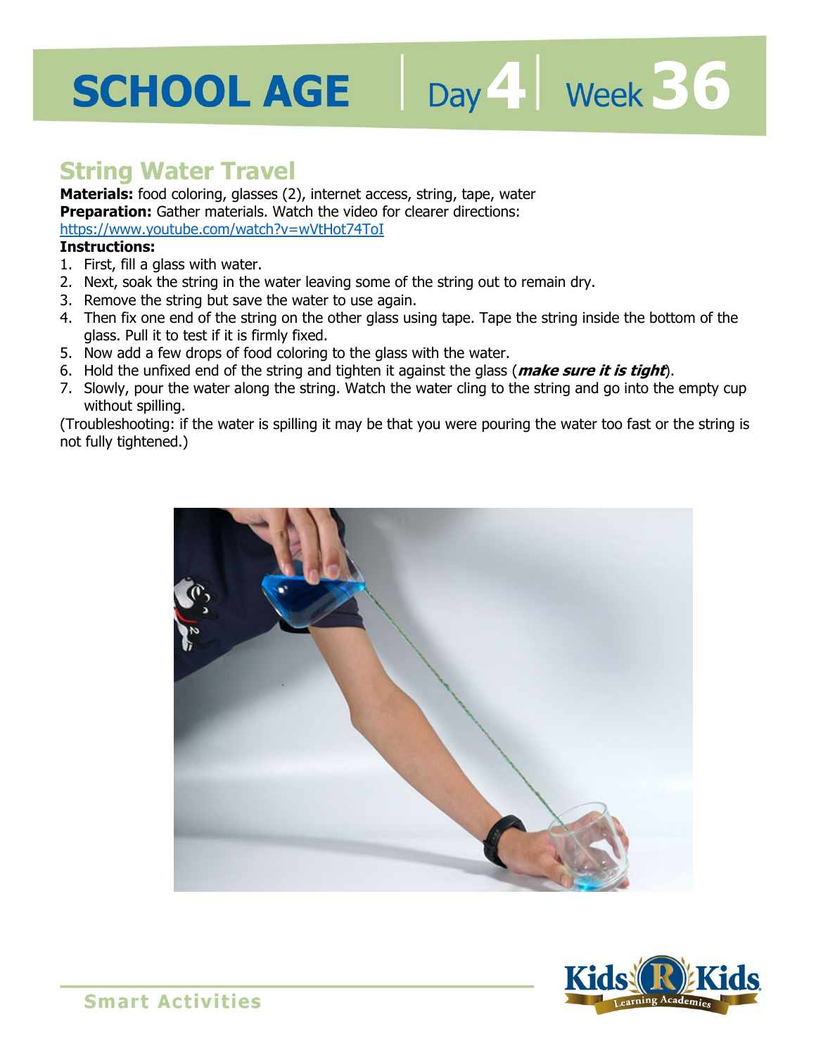# SCHOOL AGE | Day 4 | Week 36

## String Water Travel

**Materials:** food coloring, glasses (2), internet access, string, tape, water
**Preparation:** Gather materials. Watch the video for clearer directions:
https://www.youtube.com/watch?v=wVtHot74ToI

**Instructions:**

1. First, fill a glass with water.
2. Next, soak the string in the water leaving some of the string out to remain dry.
3. Remove the string but save the water to use again.
4. Then fix one end of the string on the other glass using tape. Tape the string inside the bottom of the glass. Pull it to test if it is firmly fixed.
5. Now add a few drops of food coloring to the glass with the water.
6. Hold the unfixed end of the string and tighten it against the glass (***make sure it is tight***).
7. Slowly, pour the water along the string. Watch the water cling to the string and go into the empty cup without spilling.

(Troubleshooting: if the water is spilling it may be that you were pouring the water too fast or the string is not fully tightened.)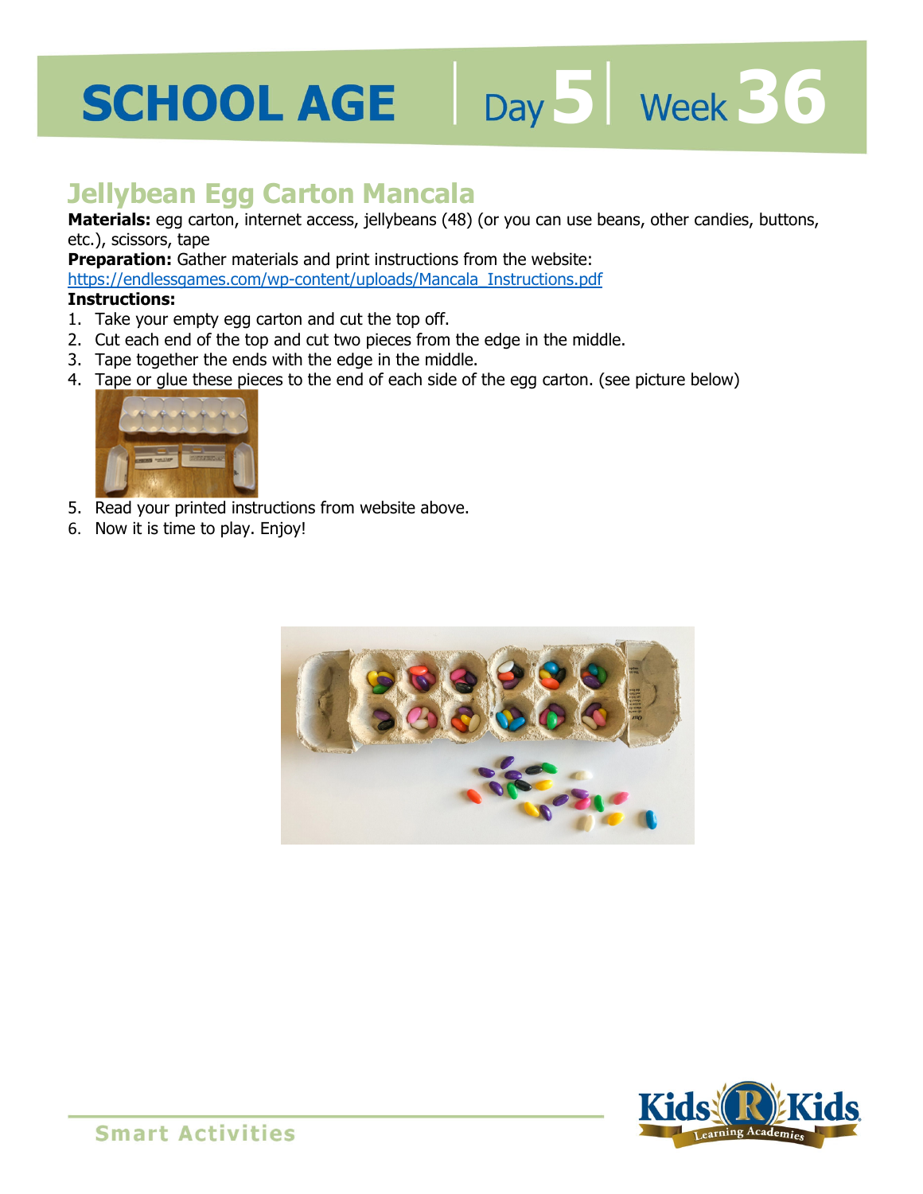# SCHOOL AGE | Day 5 | Week 36

## Jellybean Egg Carton Mancala

**Materials:** egg carton, internet access, jellybeans (48) (or you can use beans, other candies, buttons, etc.), scissors, tape

**Preparation:** Gather materials and print instructions from the website: https://endlessgames.com/wp-content/uploads/Mancala_Instructions.pdf

**Instructions:**

1. Take your empty egg carton and cut the top off.
2. Cut each end of the top and cut two pieces from the edge in the middle.
3. Tape together the ends with the edge in the middle.
4. Tape or glue these pieces to the end of each side of the egg carton. (see picture below)
5. Read your printed instructions from website above.
6. Now it is time to play. Enjoy!